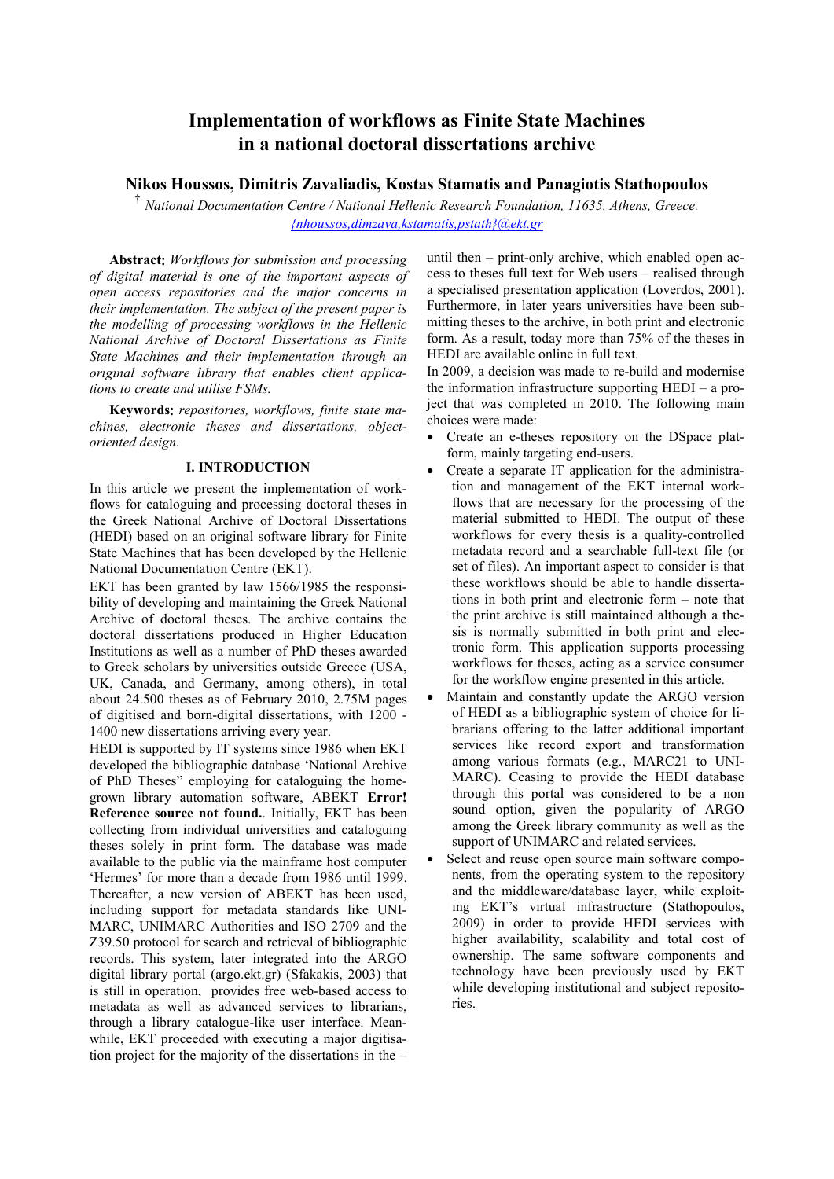# Implementation of workflows as Finite State Machines in a national doctoral dissertations archive

**Nikos Houssos, Dimitris Zavaliadis, Kostas Stamatis and Panagiotis Stathopoulos**

[†] *National Documentation Centre / National Hellenic Research Foundation, 11635, Athens, Greece.*
*{nhoussos,dimzava,kstamatis,pstath}@ekt.gr*

**Abstract:** *Workflows for submission and processing of digital material is one of the important aspects of open access repositories and the major concerns in their implementation. The subject of the present paper is the modelling of processing workflows in the Hellenic National Archive of Doctoral Dissertations as Finite State Machines and their implementation through an original software library that enables client applications to create and utilise FSMs.*

**Keywords:** *repositories, workflows, finite state machines, electronic theses and dissertations, object-oriented design.*

## I. INTRODUCTION

In this article we present the implementation of workflows for cataloguing and processing doctoral theses in the Greek National Archive of Doctoral Dissertations (HEDI) based on an original software library for Finite State Machines that has been developed by the Hellenic National Documentation Centre (EKT).

EKT has been granted by law 1566/1985 the responsibility of developing and maintaining the Greek National Archive of doctoral theses. The archive contains the doctoral dissertations produced in Higher Education Institutions as well as a number of PhD theses awarded to Greek scholars by universities outside Greece (USA, UK, Canada, and Germany, among others), in total about 24.500 theses as of February 2010, 2.75M pages of digitised and born-digital dissertations, with 1200 - 1400 new dissertations arriving every year.

HEDI is supported by IT systems since 1986 when EKT developed the bibliographic database 'National Archive of PhD Theses" employing for cataloguing the home-grown library automation software, ABEKT **Error! Reference source not found.**. Initially, EKT has been collecting from individual universities and cataloguing theses solely in print form. The database was made available to the public via the mainframe host computer 'Hermes' for more than a decade from 1986 until 1999. Thereafter, a new version of ABEKT has been used, including support for metadata standards like UNIMARC, UNIMARC Authorities and ISO 2709 and the Z39.50 protocol for search and retrieval of bibliographic records. This system, later integrated into the ARGO digital library portal (argo.ekt.gr) (Sfakakis, 2003) that is still in operation, provides free web-based access to metadata as well as advanced services to librarians, through a library catalogue-like user interface. Meanwhile, EKT proceeded with executing a major digitisation project for the majority of the dissertations in the – until then – print-only archive, which enabled open access to theses full text for Web users – realised through a specialised presentation application (Loverdos, 2001). Furthermore, in later years universities have been submitting theses to the archive, in both print and electronic form. As a result, today more than 75% of the theses in HEDI are available online in full text.

In 2009, a decision was made to re-build and modernise the information infrastructure supporting HEDI – a project that was completed in 2010. The following main choices were made:

- Create an e-theses repository on the DSpace platform, mainly targeting end-users.
- Create a separate IT application for the administration and management of the EKT internal workflows that are necessary for the processing of the material submitted to HEDI. The output of these workflows for every thesis is a quality-controlled metadata record and a searchable full-text file (or set of files). An important aspect to consider is that these workflows should be able to handle dissertations in both print and electronic form – note that the print archive is still maintained although a thesis is normally submitted in both print and electronic form. This application supports processing workflows for theses, acting as a service consumer for the workflow engine presented in this article.
- Maintain and constantly update the ARGO version of HEDI as a bibliographic system of choice for librarians offering to the latter additional important services like record export and transformation among various formats (e.g., MARC21 to UNIMARC). Ceasing to provide the HEDI database through this portal was considered to be a non sound option, given the popularity of ARGO among the Greek library community as well as the support of UNIMARC and related services.
- Select and reuse open source main software components, from the operating system to the repository and the middleware/database layer, while exploiting EKT's virtual infrastructure (Stathopoulos, 2009) in order to provide HEDI services with higher availability, scalability and total cost of ownership. The same software components and technology have been previously used by EKT while developing institutional and subject repositories.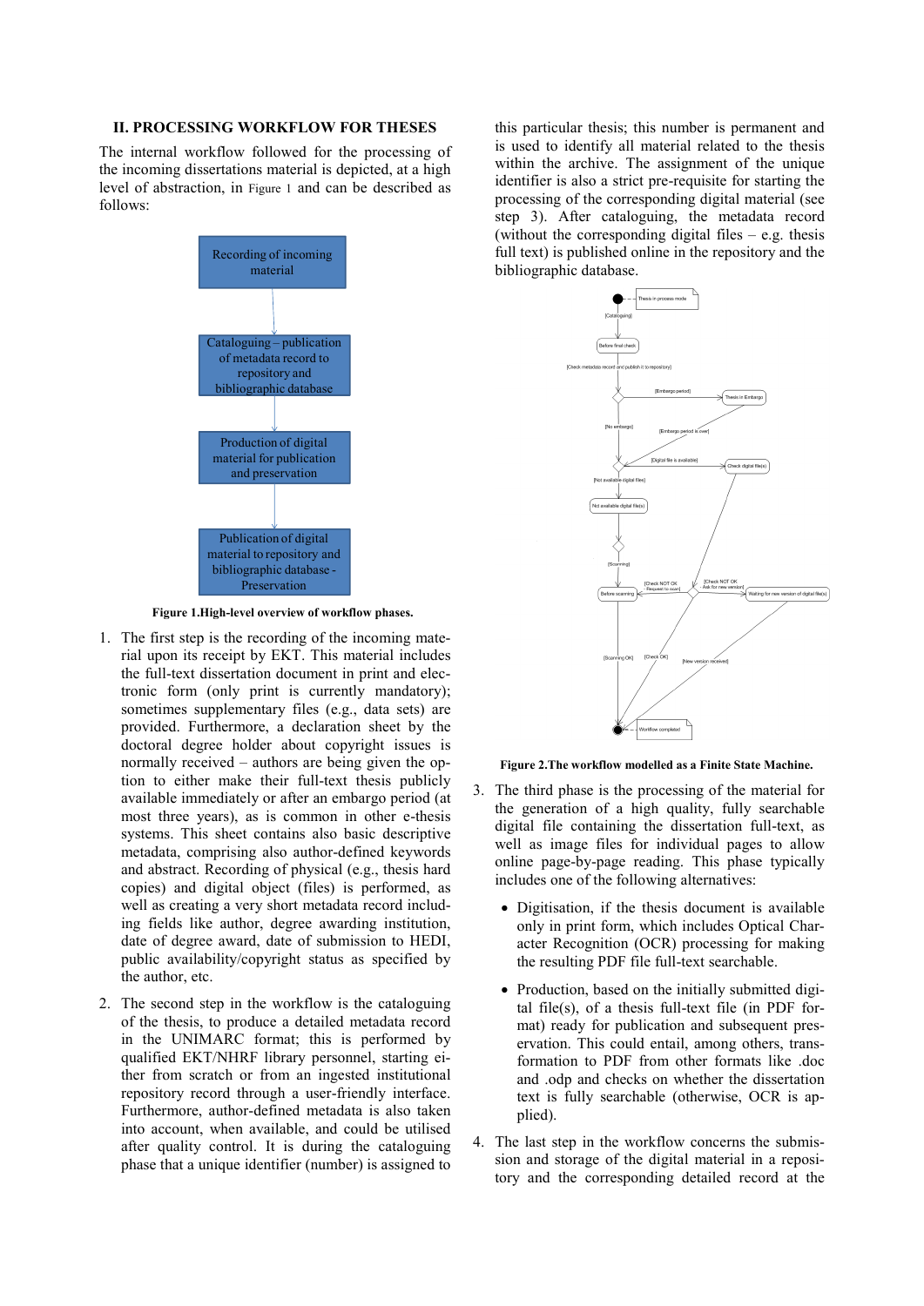## II. PROCESSING WORKFLOW FOR THESES

The internal workflow followed for the processing of the incoming dissertations material is depicted, at a high level of abstraction, in Figure 1 and can be described as follows:

Recording of incoming material

Cataloguing – publication of metadata record to repository and bibliographic database

Production of digital material for publication and preservation

Publication of digital material to repository and bibliographic database - Preservation

**Figure 1.High-level overview of workflow phases.**

1. The first step is the recording of the incoming material upon its receipt by EKT. This material includes the full-text dissertation document in print and electronic form (only print is currently mandatory); sometimes supplementary files (e.g., data sets) are provided. Furthermore, a declaration sheet by the doctoral degree holder about copyright issues is normally received – authors are being given the option to either make their full-text thesis publicly available immediately or after an embargo period (at most three years), as is common in other e-thesis systems. This sheet contains also basic descriptive metadata, comprising also author-defined keywords and abstract. Recording of physical (e.g., thesis hard copies) and digital object (files) is performed, as well as creating a very short metadata record including fields like author, degree awarding institution, date of degree award, date of submission to HEDI, public availability/copyright status as specified by the author, etc.

2. The second step in the workflow is the cataloguing of the thesis, to produce a detailed metadata record in the UNIMARC format; this is performed by qualified EKT/NHRF library personnel, starting either from scratch or from an ingested institutional repository record through a user-friendly interface. Furthermore, author-defined metadata is also taken into account, when available, and could be utilised after quality control. It is during the cataloguing phase that a unique identifier (number) is assigned to this particular thesis; this number is permanent and is used to identify all material related to the thesis within the archive. The assignment of the unique identifier is also a strict pre-requisite for starting the processing of the corresponding digital material (see step 3). After cataloguing, the metadata record (without the corresponding digital files – e.g. thesis full text) is published online in the repository and the bibliographic database.

Thesis in process mode
[Cataloguing]
Before final check
[Check metadata record and publish it to repository]
[Embargo period]
Thesis in Embargo
[No embargo]
[Embargo period is over]
[Digital file is available]
Check digital file(s)
[Not available digital files]
Not available digital file(s)
[Scanning]
[Check NOT OK - Request to scan]
[Check NOT OK - Ask for new version]
Before scanning
Waiting for new version of digital file(s)
[Scanning OK]
[Check OK]
[New version received]
Workflow completed

**Figure 2.The workflow modelled as a Finite State Machine.**

3. The third phase is the processing of the material for the generation of a high quality, fully searchable digital file containing the dissertation full-text, as well as image files for individual pages to allow online page-by-page reading. This phase typically includes one of the following alternatives:

   - Digitisation, if the thesis document is available only in print form, which includes Optical Character Recognition (OCR) processing for making the resulting PDF file full-text searchable.

   - Production, based on the initially submitted digital file(s), of a thesis full-text file (in PDF format) ready for publication and subsequent preservation. This could entail, among others, transformation to PDF from other formats like .doc and .odp and checks on whether the dissertation text is fully searchable (otherwise, OCR is applied).

4. The last step in the workflow concerns the submission and storage of the digital material in a repository and the corresponding detailed record at the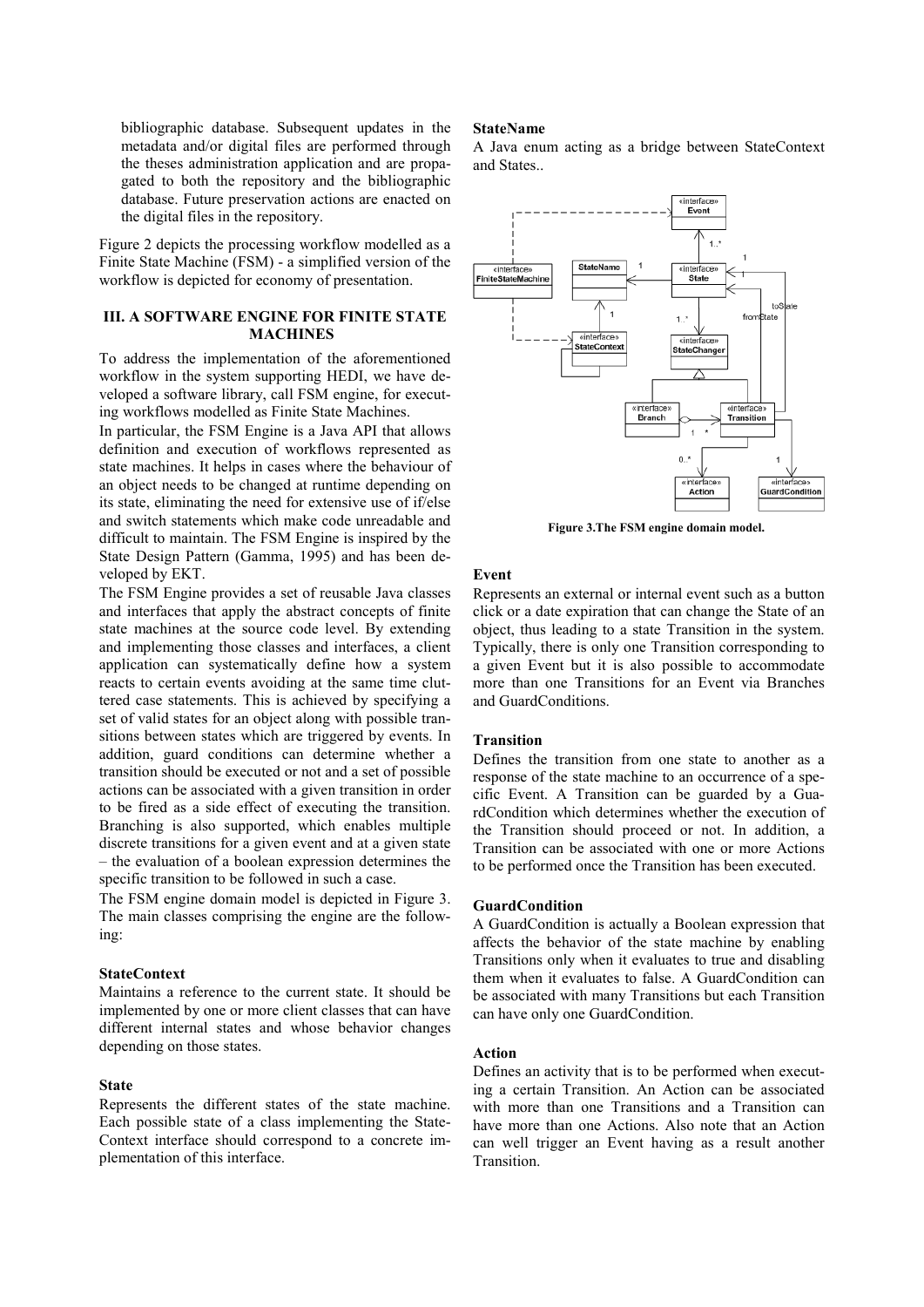bibliographic database. Subsequent updates in the metadata and/or digital files are performed through the theses administration application and are propagated to both the repository and the bibliographic database. Future preservation actions are enacted on the digital files in the repository.

Figure 2 depicts the processing workflow modelled as a Finite State Machine (FSM) - a simplified version of the workflow is depicted for economy of presentation.

## III. A SOFTWARE ENGINE FOR FINITE STATE MACHINES

To address the implementation of the aforementioned workflow in the system supporting HEDI, we have developed a software library, call FSM engine, for executing workflows modelled as Finite State Machines.

In particular, the FSM Engine is a Java API that allows definition and execution of workflows represented as state machines. It helps in cases where the behaviour of an object needs to be changed at runtime depending on its state, eliminating the need for extensive use of if/else and switch statements which make code unreadable and difficult to maintain. The FSM Engine is inspired by the State Design Pattern (Gamma, 1995) and has been developed by EKT.

The FSM Engine provides a set of reusable Java classes and interfaces that apply the abstract concepts of finite state machines at the source code level. By extending and implementing those classes and interfaces, a client application can systematically define how a system reacts to certain events avoiding at the same time cluttered case statements. This is achieved by specifying a set of valid states for an object along with possible transitions between states which are triggered by events. In addition, guard conditions can determine whether a transition should be executed or not and a set of possible actions can be associated with a given transition in order to be fired as a side effect of executing the transition. Branching is also supported, which enables multiple discrete transitions for a given event and at a given state – the evaluation of a boolean expression determines the specific transition to be followed in such a case.

The FSM engine domain model is depicted in Figure 3. The main classes comprising the engine are the following:

**StateContext**

Maintains a reference to the current state. It should be implemented by one or more client classes that can have different internal states and whose behavior changes depending on those states.

**State**

Represents the different states of the state machine. Each possible state of a class implementing the StateContext interface should correspond to a concrete implementation of this interface.

**StateName**

A Java enum acting as a bridge between StateContext and States..

Figure 3.The FSM engine domain model.

**Event**

Represents an external or internal event such as a button click or a date expiration that can change the State of an object, thus leading to a state Transition in the system. Typically, there is only one Transition corresponding to a given Event but it is also possible to accommodate more than one Transitions for an Event via Branches and GuardConditions.

**Transition**

Defines the transition from one state to another as a response of the state machine to an occurrence of a specific Event. A Transition can be guarded by a GuardCondition which determines whether the execution of the Transition should proceed or not. In addition, a Transition can be associated with one or more Actions to be performed once the Transition has been executed.

**GuardCondition**

A GuardCondition is actually a Boolean expression that affects the behavior of the state machine by enabling Transitions only when it evaluates to true and disabling them when it evaluates to false. A GuardCondition can be associated with many Transitions but each Transition can have only one GuardCondition.

**Action**

Defines an activity that is to be performed when executing a certain Transition. An Action can be associated with more than one Transitions and a Transition can have more than one Actions. Also note that an Action can well trigger an Event having as a result another Transition.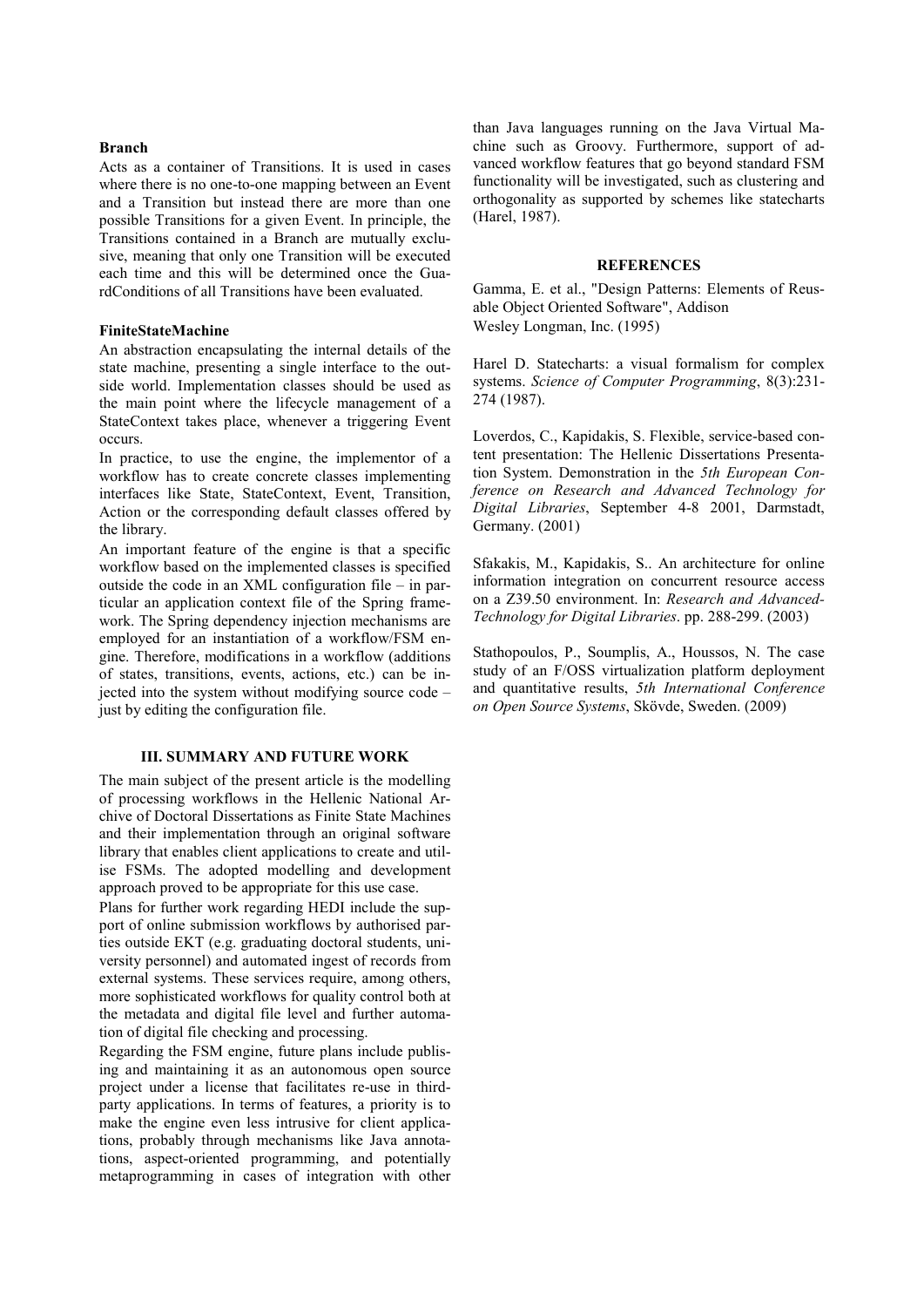**Branch**

Acts as a container of Transitions. It is used in cases where there is no one-to-one mapping between an Event and a Transition but instead there are more than one possible Transitions for a given Event. In principle, the Transitions contained in a Branch are mutually exclusive, meaning that only one Transition will be executed each time and this will be determined once the GuardConditions of all Transitions have been evaluated.

**FiniteStateMachine**

An abstraction encapsulating the internal details of the state machine, presenting a single interface to the outside world. Implementation classes should be used as the main point where the lifecycle management of a StateContext takes place, whenever a triggering Event occurs.

In practice, to use the engine, the implementor of a workflow has to create concrete classes implementing interfaces like State, StateContext, Event, Transition, Action or the corresponding default classes offered by the library.

An important feature of the engine is that a specific workflow based on the implemented classes is specified outside the code in an XML configuration file – in particular an application context file of the Spring framework. The Spring dependency injection mechanisms are employed for an instantiation of a workflow/FSM engine. Therefore, modifications in a workflow (additions of states, transitions, events, actions, etc.) can be injected into the system without modifying source code – just by editing the configuration file.

## III. SUMMARY AND FUTURE WORK

The main subject of the present article is the modelling of processing workflows in the Hellenic National Archive of Doctoral Dissertations as Finite State Machines and their implementation through an original software library that enables client applications to create and utilise FSMs. The adopted modelling and development approach proved to be appropriate for this use case.

Plans for further work regarding HEDI include the support of online submission workflows by authorised parties outside EKT (e.g. graduating doctoral students, university personnel) and automated ingest of records from external systems. These services require, among others, more sophisticated workflows for quality control both at the metadata and digital file level and further automation of digital file checking and processing.

Regarding the FSM engine, future plans include publising and maintaining it as an autonomous open source project under a license that facilitates re-use in third-party applications. In terms of features, a priority is to make the engine even less intrusive for client applications, probably through mechanisms like Java annotations, aspect-oriented programming, and potentially metaprogramming in cases of integration with other than Java languages running on the Java Virtual Machine such as Groovy. Furthermore, support of advanced workflow features that go beyond standard FSM functionality will be investigated, such as clustering and orthogonality as supported by schemes like statecharts (Harel, 1987).

## REFERENCES

Gamma, E. et al., "Design Patterns: Elements of Reusable Object Oriented Software", Addison Wesley Longman, Inc. (1995)

Harel D. Statecharts: a visual formalism for complex systems. *Science of Computer Programming*, 8(3):231-274 (1987).

Loverdos, C., Kapidakis, S. Flexible, service-based content presentation: The Hellenic Dissertations Presentation System. Demonstration in the *5th European Conference on Research and Advanced Technology for Digital Libraries*, September 4-8 2001, Darmstadt, Germany. (2001)

Sfakakis, M., Kapidakis, S.. An architecture for online information integration on concurrent resource access on a Z39.50 environment. In: *Research and Advanced-Technology for Digital Libraries*. pp. 288-299. (2003)

Stathopoulos, P., Soumplis, A., Houssos, N. The case study of an F/OSS virtualization platform deployment and quantitative results, *5th International Conference on Open Source Systems*, Skövde, Sweden. (2009)